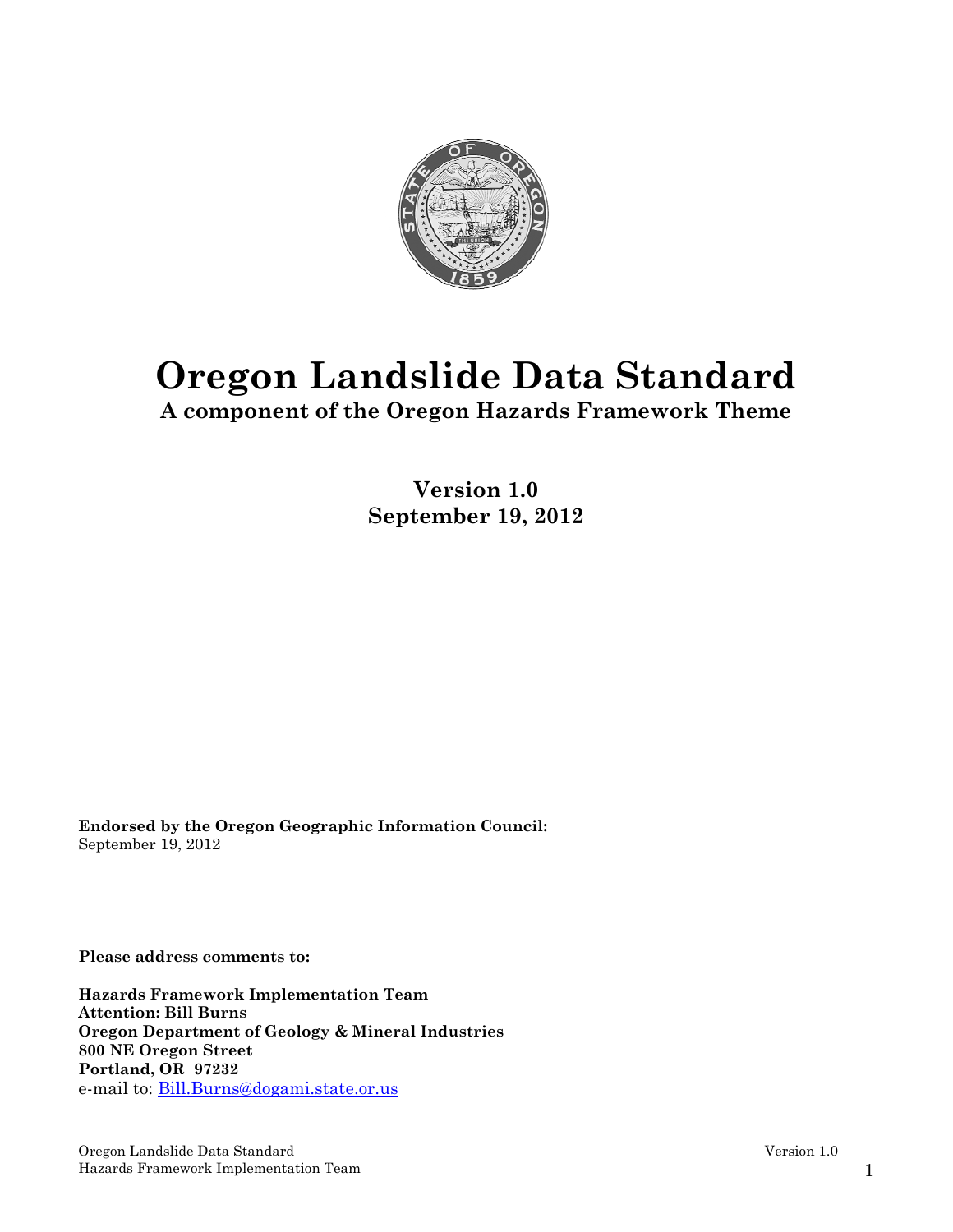# Oregon Landslide Data Standard

## A component of the Oregon Hazards Framework Theme

**Version 1.0**
**September 19, 2012**

**Endorsed by the Oregon Geographic Information Council:**
September 19, 2012

**Please address comments to:**

**Hazards Framework Implementation Team**
**Attention: Bill Burns**
**Oregon Department of Geology & Mineral Industries**
**800 NE Oregon Street**
**Portland, OR 97232**
e-mail to: Bill.Burns@dogami.state.or.us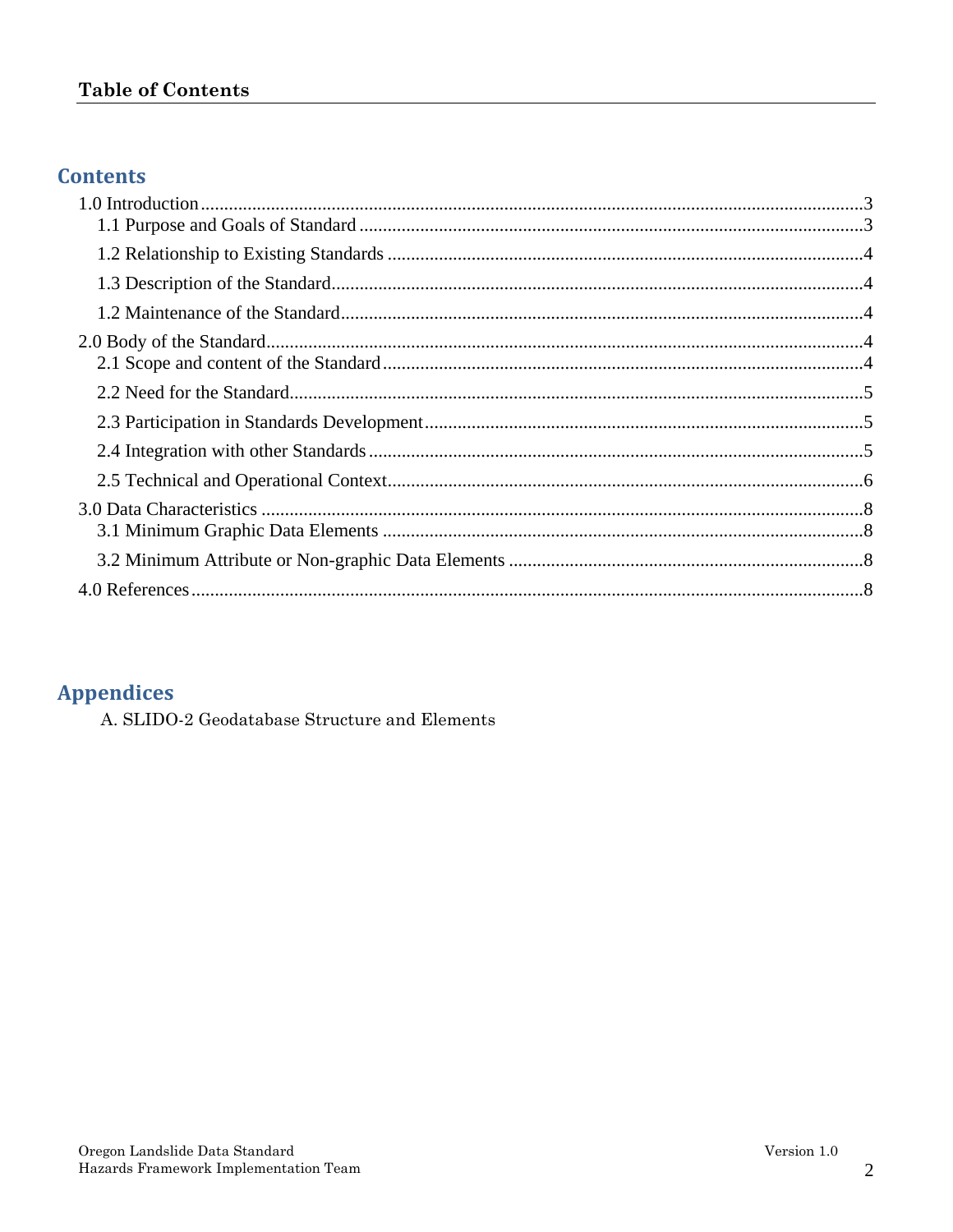# Table of Contents

## Contents

1.0 Introduction ............................................................ 3
   1.1 Purpose and Goals of Standard ............................................................ 3
   1.2 Relationship to Existing Standards ............................................................ 4
   1.3 Description of the Standard ............................................................ 4
   1.2 Maintenance of the Standard ............................................................ 4
2.0 Body of the Standard ............................................................ 4
   2.1 Scope and content of the Standard ............................................................ 4
   2.2 Need for the Standard ............................................................ 5
   2.3 Participation in Standards Development ............................................................ 5
   2.4 Integration with other Standards ............................................................ 5
   2.5 Technical and Operational Context ............................................................ 6
3.0 Data Characteristics ............................................................ 8
   3.1 Minimum Graphic Data Elements ............................................................ 8
   3.2 Minimum Attribute or Non-graphic Data Elements ............................................................ 8
4.0 References ............................................................ 8

## Appendices

A. SLIDO-2 Geodatabase Structure and Elements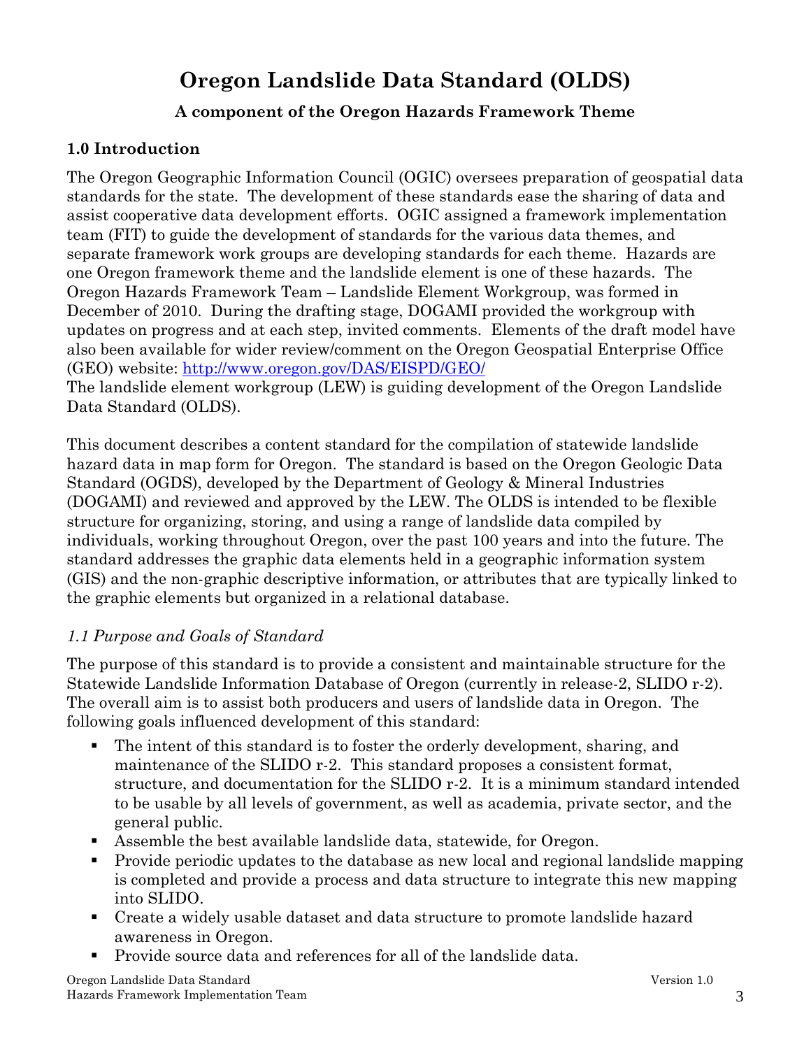# Oregon Landslide Data Standard (OLDS)

### A component of the Oregon Hazards Framework Theme

## 1.0 Introduction

The Oregon Geographic Information Council (OGIC) oversees preparation of geospatial data standards for the state. The development of these standards ease the sharing of data and assist cooperative data development efforts. OGIC assigned a framework implementation team (FIT) to guide the development of standards for the various data themes, and separate framework work groups are developing standards for each theme. Hazards are one Oregon framework theme and the landslide element is one of these hazards. The Oregon Hazards Framework Team – Landslide Element Workgroup, was formed in December of 2010. During the drafting stage, DOGAMI provided the workgroup with updates on progress and at each step, invited comments. Elements of the draft model have also been available for wider review/comment on the Oregon Geospatial Enterprise Office (GEO) website: http://www.oregon.gov/DAS/EISPD/GEO/
The landslide element workgroup (LEW) is guiding development of the Oregon Landslide Data Standard (OLDS).

This document describes a content standard for the compilation of statewide landslide hazard data in map form for Oregon. The standard is based on the Oregon Geologic Data Standard (OGDS), developed by the Department of Geology & Mineral Industries (DOGAMI) and reviewed and approved by the LEW. The OLDS is intended to be flexible structure for organizing, storing, and using a range of landslide data compiled by individuals, working throughout Oregon, over the past 100 years and into the future. The standard addresses the graphic data elements held in a geographic information system (GIS) and the non-graphic descriptive information, or attributes that are typically linked to the graphic elements but organized in a relational database.

### *1.1 Purpose and Goals of Standard*

The purpose of this standard is to provide a consistent and maintainable structure for the Statewide Landslide Information Database of Oregon (currently in release-2, SLIDO r-2). The overall aim is to assist both producers and users of landslide data in Oregon. The following goals influenced development of this standard:

- The intent of this standard is to foster the orderly development, sharing, and maintenance of the SLIDO r-2. This standard proposes a consistent format, structure, and documentation for the SLIDO r-2. It is a minimum standard intended to be usable by all levels of government, as well as academia, private sector, and the general public.
- Assemble the best available landslide data, statewide, for Oregon.
- Provide periodic updates to the database as new local and regional landslide mapping is completed and provide a process and data structure to integrate this new mapping into SLIDO.
- Create a widely usable dataset and data structure to promote landslide hazard awareness in Oregon.
- Provide source data and references for all of the landslide data.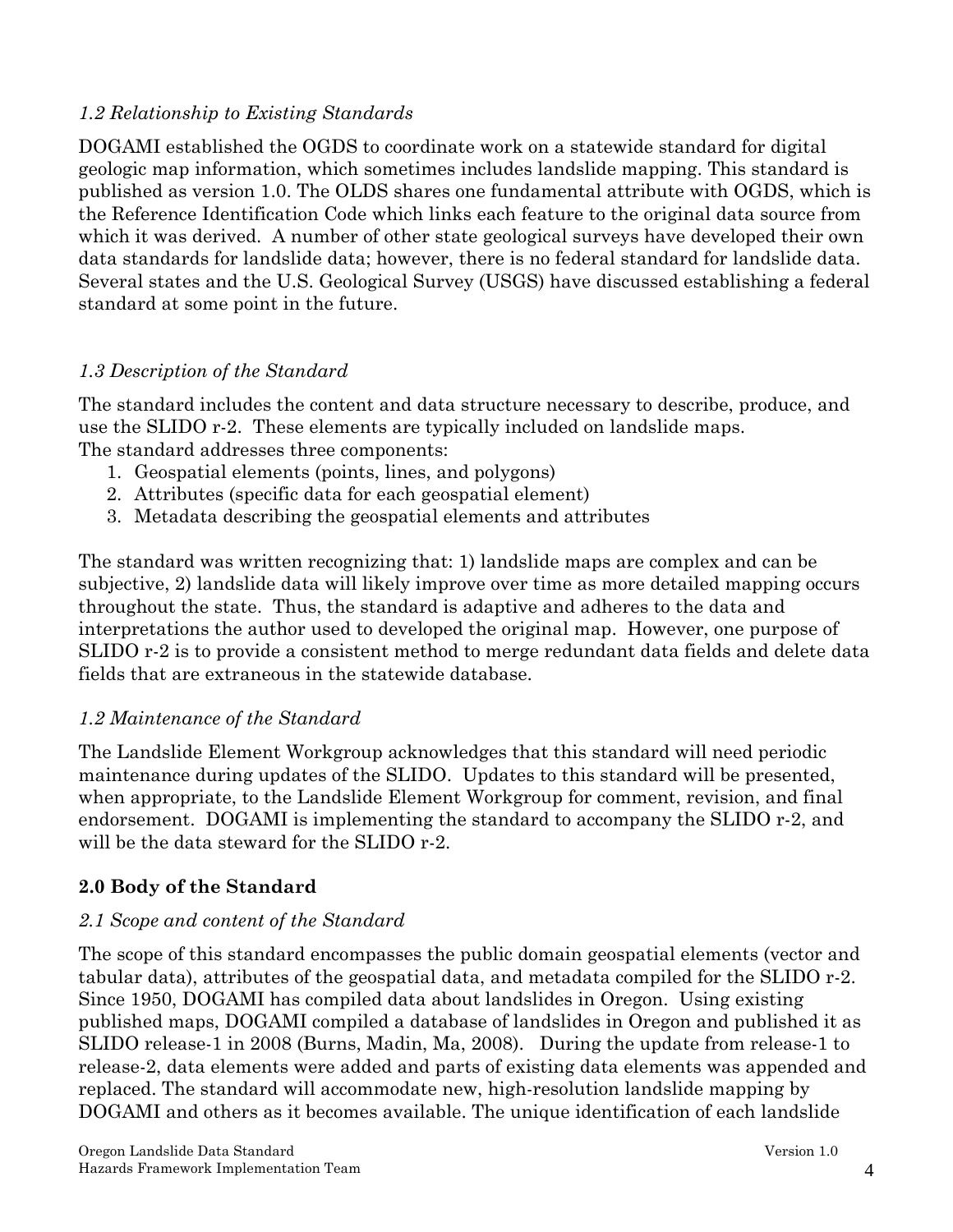### *1.2 Relationship to Existing Standards*

DOGAMI established the OGDS to coordinate work on a statewide standard for digital geologic map information, which sometimes includes landslide mapping. This standard is published as version 1.0. The OLDS shares one fundamental attribute with OGDS, which is the Reference Identification Code which links each feature to the original data source from which it was derived. A number of other state geological surveys have developed their own data standards for landslide data; however, there is no federal standard for landslide data. Several states and the U.S. Geological Survey (USGS) have discussed establishing a federal standard at some point in the future.

### *1.3 Description of the Standard*

The standard includes the content and data structure necessary to describe, produce, and use the SLIDO r-2. These elements are typically included on landslide maps.
The standard addresses three components:

1. Geospatial elements (points, lines, and polygons)
2. Attributes (specific data for each geospatial element)
3. Metadata describing the geospatial elements and attributes

The standard was written recognizing that: 1) landslide maps are complex and can be subjective, 2) landslide data will likely improve over time as more detailed mapping occurs throughout the state. Thus, the standard is adaptive and adheres to the data and interpretations the author used to developed the original map. However, one purpose of SLIDO r-2 is to provide a consistent method to merge redundant data fields and delete data fields that are extraneous in the statewide database.

### *1.2 Maintenance of the Standard*

The Landslide Element Workgroup acknowledges that this standard will need periodic maintenance during updates of the SLIDO. Updates to this standard will be presented, when appropriate, to the Landslide Element Workgroup for comment, revision, and final endorsement. DOGAMI is implementing the standard to accompany the SLIDO r-2, and will be the data steward for the SLIDO r-2.

## **2.0 Body of the Standard**

### *2.1 Scope and content of the Standard*

The scope of this standard encompasses the public domain geospatial elements (vector and tabular data), attributes of the geospatial data, and metadata compiled for the SLIDO r-2. Since 1950, DOGAMI has compiled data about landslides in Oregon. Using existing published maps, DOGAMI compiled a database of landslides in Oregon and published it as SLIDO release-1 in 2008 (Burns, Madin, Ma, 2008). During the update from release-1 to release-2, data elements were added and parts of existing data elements was appended and replaced. The standard will accommodate new, high-resolution landslide mapping by DOGAMI and others as it becomes available. The unique identification of each landslide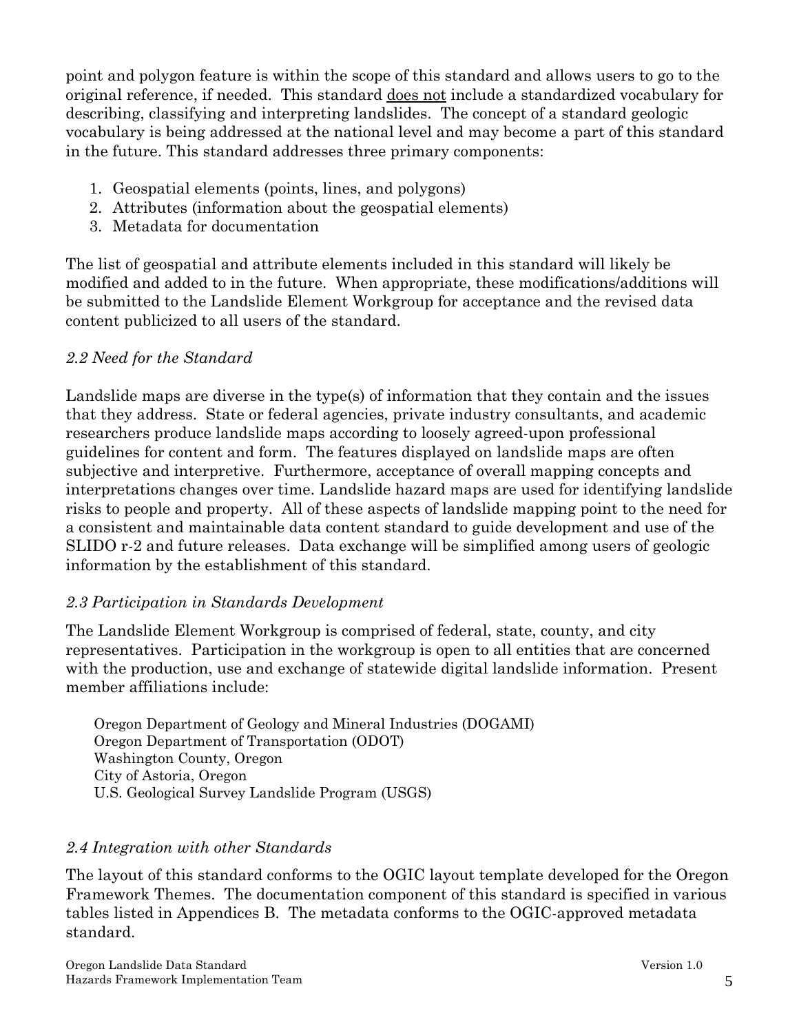point and polygon feature is within the scope of this standard and allows users to go to the original reference, if needed. This standard <u>does not</u> include a standardized vocabulary for describing, classifying and interpreting landslides. The concept of a standard geologic vocabulary is being addressed at the national level and may become a part of this standard in the future. This standard addresses three primary components:

1. Geospatial elements (points, lines, and polygons)
2. Attributes (information about the geospatial elements)
3. Metadata for documentation

The list of geospatial and attribute elements included in this standard will likely be modified and added to in the future. When appropriate, these modifications/additions will be submitted to the Landslide Element Workgroup for acceptance and the revised data content publicized to all users of the standard.

### *2.2 Need for the Standard*

Landslide maps are diverse in the type(s) of information that they contain and the issues that they address. State or federal agencies, private industry consultants, and academic researchers produce landslide maps according to loosely agreed-upon professional guidelines for content and form. The features displayed on landslide maps are often subjective and interpretive. Furthermore, acceptance of overall mapping concepts and interpretations changes over time. Landslide hazard maps are used for identifying landslide risks to people and property. All of these aspects of landslide mapping point to the need for a consistent and maintainable data content standard to guide development and use of the SLIDO r-2 and future releases. Data exchange will be simplified among users of geologic information by the establishment of this standard.

### *2.3 Participation in Standards Development*

The Landslide Element Workgroup is comprised of federal, state, county, and city representatives. Participation in the workgroup is open to all entities that are concerned with the production, use and exchange of statewide digital landslide information. Present member affiliations include:

Oregon Department of Geology and Mineral Industries (DOGAMI)
Oregon Department of Transportation (ODOT)
Washington County, Oregon
City of Astoria, Oregon
U.S. Geological Survey Landslide Program (USGS)

### *2.4 Integration with other Standards*

The layout of this standard conforms to the OGIC layout template developed for the Oregon Framework Themes. The documentation component of this standard is specified in various tables listed in Appendices B. The metadata conforms to the OGIC-approved metadata standard.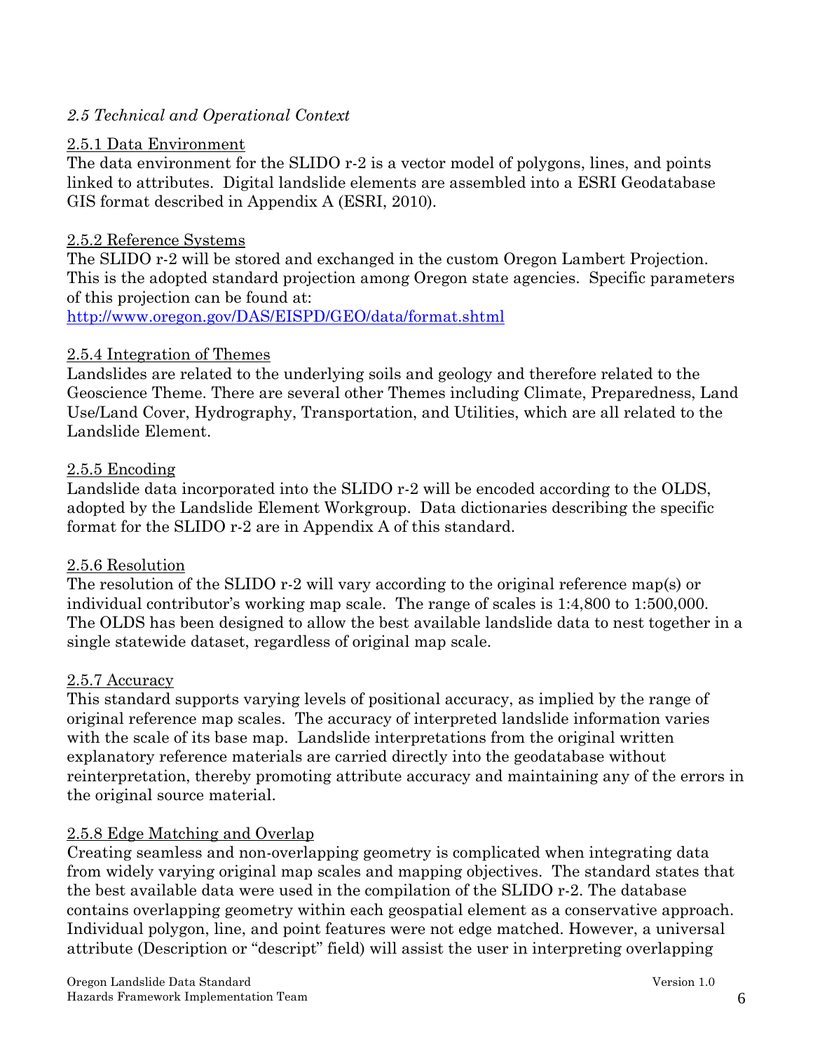*2.5 Technical and Operational Context*

2.5.1 Data Environment

The data environment for the SLIDO r-2 is a vector model of polygons, lines, and points linked to attributes. Digital landslide elements are assembled into a ESRI Geodatabase GIS format described in Appendix A (ESRI, 2010).

2.5.2 Reference Systems

The SLIDO r-2 will be stored and exchanged in the custom Oregon Lambert Projection. This is the adopted standard projection among Oregon state agencies. Specific parameters of this projection can be found at:
http://www.oregon.gov/DAS/EISPD/GEO/data/format.shtml

2.5.4 Integration of Themes

Landslides are related to the underlying soils and geology and therefore related to the Geoscience Theme. There are several other Themes including Climate, Preparedness, Land Use/Land Cover, Hydrography, Transportation, and Utilities, which are all related to the Landslide Element.

2.5.5 Encoding

Landslide data incorporated into the SLIDO r-2 will be encoded according to the OLDS, adopted by the Landslide Element Workgroup. Data dictionaries describing the specific format for the SLIDO r-2 are in Appendix A of this standard.

2.5.6 Resolution

The resolution of the SLIDO r-2 will vary according to the original reference map(s) or individual contributor's working map scale. The range of scales is 1:4,800 to 1:500,000. The OLDS has been designed to allow the best available landslide data to nest together in a single statewide dataset, regardless of original map scale.

2.5.7 Accuracy

This standard supports varying levels of positional accuracy, as implied by the range of original reference map scales. The accuracy of interpreted landslide information varies with the scale of its base map. Landslide interpretations from the original written explanatory reference materials are carried directly into the geodatabase without reinterpretation, thereby promoting attribute accuracy and maintaining any of the errors in the original source material.

2.5.8 Edge Matching and Overlap

Creating seamless and non-overlapping geometry is complicated when integrating data from widely varying original map scales and mapping objectives. The standard states that the best available data were used in the compilation of the SLIDO r-2. The database contains overlapping geometry within each geospatial element as a conservative approach. Individual polygon, line, and point features were not edge matched. However, a universal attribute (Description or "descript" field) will assist the user in interpreting overlapping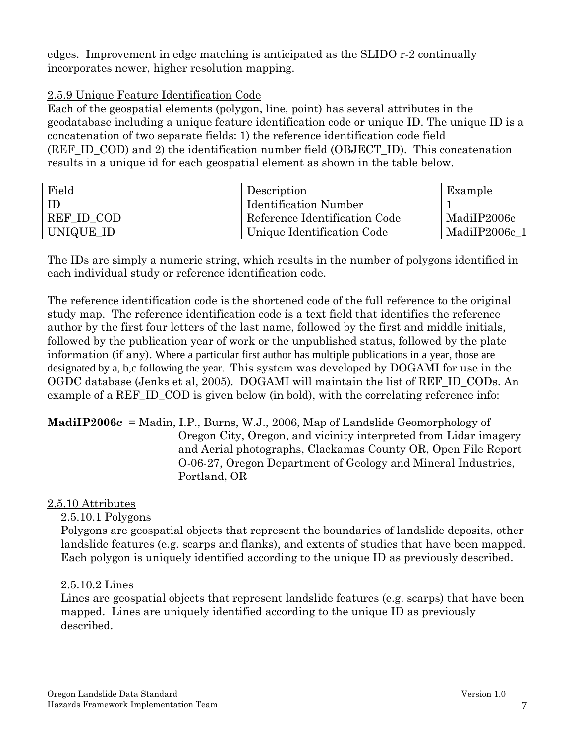edges. Improvement in edge matching is anticipated as the SLIDO r-2 continually incorporates newer, higher resolution mapping.

2.5.9 Unique Feature Identification Code

Each of the geospatial elements (polygon, line, point) has several attributes in the geodatabase including a unique feature identification code or unique ID. The unique ID is a concatenation of two separate fields: 1) the reference identification code field (REF_ID_COD) and 2) the identification number field (OBJECT_ID). This concatenation results in a unique id for each geospatial element as shown in the table below.

| Field | Description | Example |
|---|---|---|
| ID | Identification Number | 1 |
| REF_ID_COD | Reference Identification Code | MadiIP2006c |
| UNIQUE_ID | Unique Identification Code | MadiIP2006c_1 |

The IDs are simply a numeric string, which results in the number of polygons identified in each individual study or reference identification code.

The reference identification code is the shortened code of the full reference to the original study map. The reference identification code is a text field that identifies the reference author by the first four letters of the last name, followed by the first and middle initials, followed by the publication year of work or the unpublished status, followed by the plate information (if any). Where a particular first author has multiple publications in a year, those are designated by a, b,c following the year. This system was developed by DOGAMI for use in the OGDC database (Jenks et al, 2005). DOGAMI will maintain the list of REF_ID_CODs. An example of a REF_ID_COD is given below (in bold), with the correlating reference info:

**MadiIP2006c** = Madin, I.P., Burns, W.J., 2006, Map of Landslide Geomorphology of Oregon City, Oregon, and vicinity interpreted from Lidar imagery and Aerial photographs, Clackamas County OR, Open File Report O-06-27, Oregon Department of Geology and Mineral Industries, Portland, OR

2.5.10 Attributes

2.5.10.1 Polygons

Polygons are geospatial objects that represent the boundaries of landslide deposits, other landslide features (e.g. scarps and flanks), and extents of studies that have been mapped. Each polygon is uniquely identified according to the unique ID as previously described.

2.5.10.2 Lines

Lines are geospatial objects that represent landslide features (e.g. scarps) that have been mapped. Lines are uniquely identified according to the unique ID as previously described.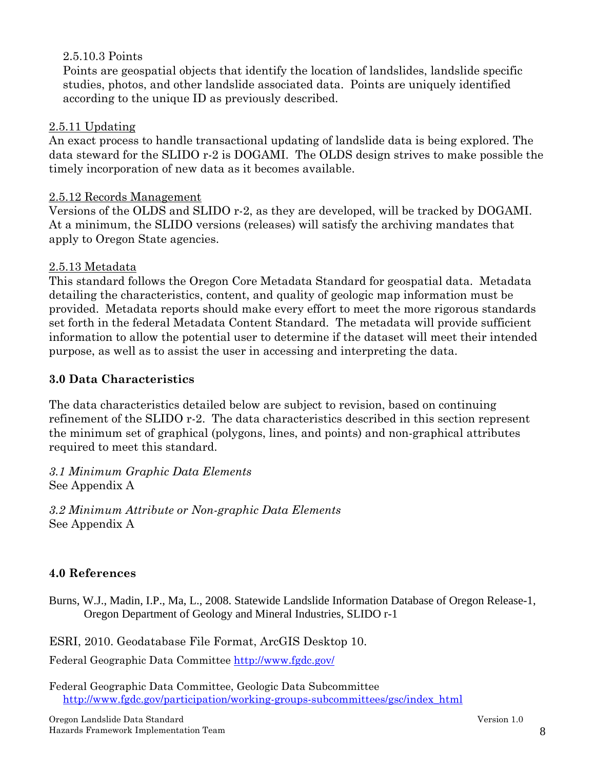2.5.10.3 Points

Points are geospatial objects that identify the location of landslides, landslide specific studies, photos, and other landslide associated data. Points are uniquely identified according to the unique ID as previously described.

2.5.11 Updating

An exact process to handle transactional updating of landslide data is being explored. The data steward for the SLIDO r-2 is DOGAMI. The OLDS design strives to make possible the timely incorporation of new data as it becomes available.

2.5.12 Records Management

Versions of the OLDS and SLIDO r-2, as they are developed, will be tracked by DOGAMI. At a minimum, the SLIDO versions (releases) will satisfy the archiving mandates that apply to Oregon State agencies.

2.5.13 Metadata

This standard follows the Oregon Core Metadata Standard for geospatial data. Metadata detailing the characteristics, content, and quality of geologic map information must be provided. Metadata reports should make every effort to meet the more rigorous standards set forth in the federal Metadata Content Standard. The metadata will provide sufficient information to allow the potential user to determine if the dataset will meet their intended purpose, as well as to assist the user in accessing and interpreting the data.

## 3.0 Data Characteristics

The data characteristics detailed below are subject to revision, based on continuing refinement of the SLIDO r-2. The data characteristics described in this section represent the minimum set of graphical (polygons, lines, and points) and non-graphical attributes required to meet this standard.

*3.1 Minimum Graphic Data Elements*
See Appendix A

*3.2 Minimum Attribute or Non-graphic Data Elements*
See Appendix A

## 4.0 References

Burns, W.J., Madin, I.P., Ma, L., 2008. Statewide Landslide Information Database of Oregon Release-1, Oregon Department of Geology and Mineral Industries, SLIDO r-1

ESRI, 2010. Geodatabase File Format, ArcGIS Desktop 10.

Federal Geographic Data Committee http://www.fgdc.gov/

Federal Geographic Data Committee, Geologic Data Subcommittee http://www.fgdc.gov/participation/working-groups-subcommittees/gsc/index_html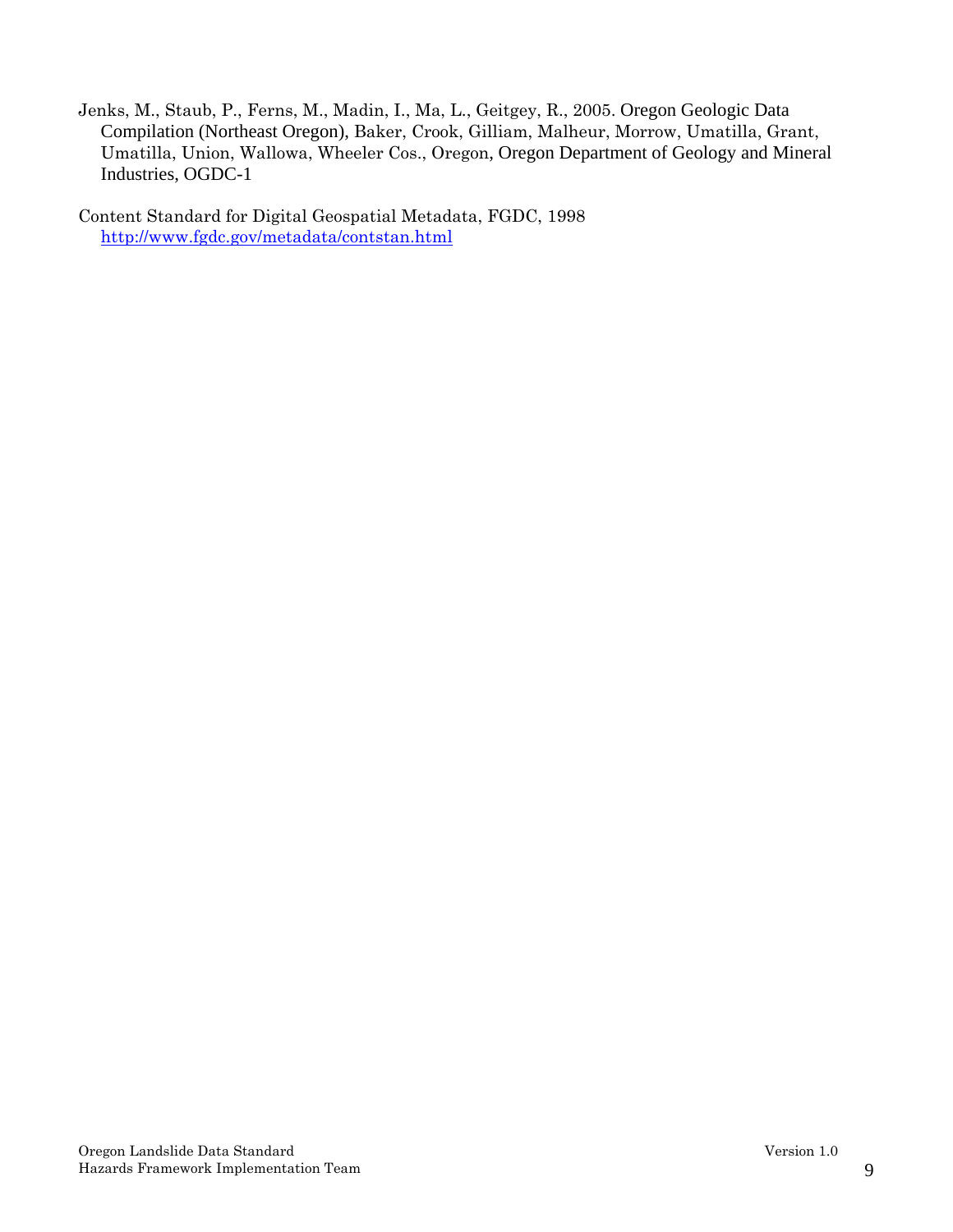Jenks, M., Staub, P., Ferns, M., Madin, I., Ma, L., Geitgey, R., 2005. Oregon Geologic Data Compilation (Northeast Oregon), Baker, Crook, Gilliam, Malheur, Morrow, Umatilla, Grant, Umatilla, Union, Wallowa, Wheeler Cos., Oregon, Oregon Department of Geology and Mineral Industries, OGDC-1

Content Standard for Digital Geospatial Metadata, FGDC, 1998 http://www.fgdc.gov/metadata/contstan.html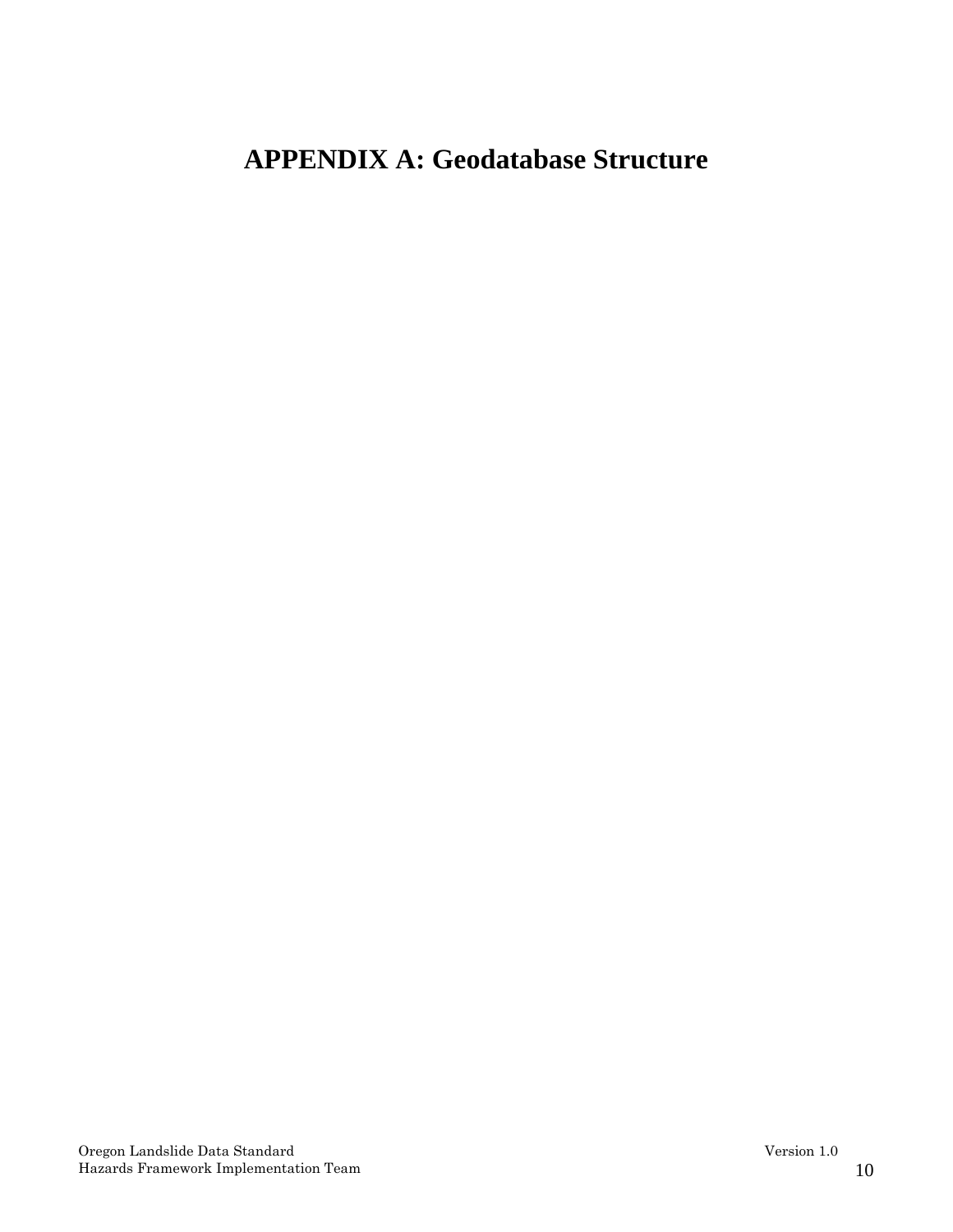# APPENDIX A: Geodatabase Structure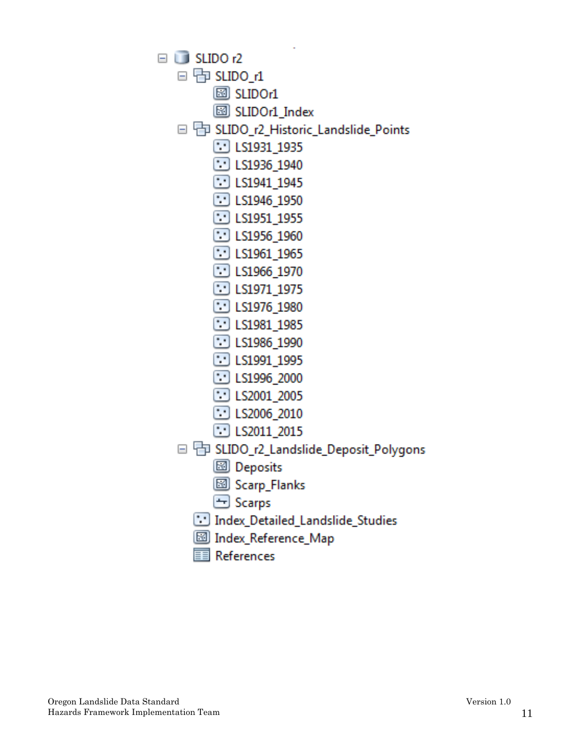- SLIDO r2
  - SLIDO_r1
    - SLIDOr1
    - SLIDOr1_Index
  - SLIDO_r2_Historic_Landslide_Points
    - LS1931_1935
    - LS1936_1940
    - LS1941_1945
    - LS1946_1950
    - LS1951_1955
    - LS1956_1960
    - LS1961_1965
    - LS1966_1970
    - LS1971_1975
    - LS1976_1980
    - LS1981_1985
    - LS1986_1990
    - LS1991_1995
    - LS1996_2000
    - LS2001_2005
    - LS2006_2010
    - LS2011_2015
  - SLIDO_r2_Landslide_Deposit_Polygons
    - Deposits
    - Scarp_Flanks
    - Scarps
  - Index_Detailed_Landslide_Studies
  - Index_Reference_Map
  - References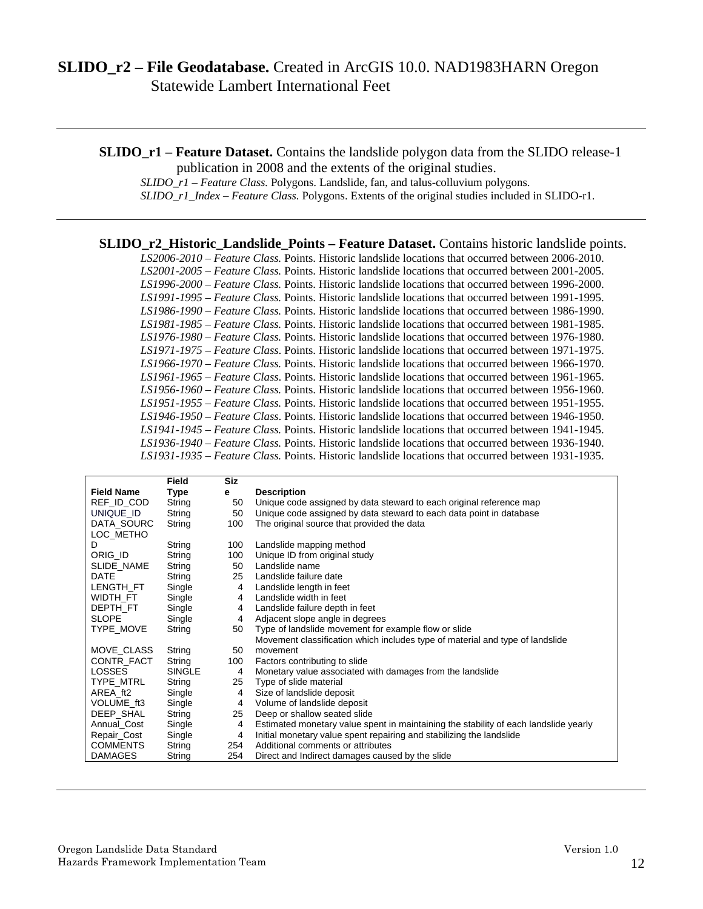**SLIDO_r2 – File Geodatabase.** Created in ArcGIS 10.0. NAD1983HARN Oregon Statewide Lambert International Feet

---

**SLIDO_r1 – Feature Dataset.** Contains the landslide polygon data from the SLIDO release-1 publication in 2008 and the extents of the original studies.

*SLIDO_r1 – Feature Class.* Polygons. Landslide, fan, and talus-colluvium polygons.
*SLIDO_r1_Index – Feature Class.* Polygons. Extents of the original studies included in SLIDO-r1.

---

**SLIDO_r2_Historic_Landslide_Points – Feature Dataset.** Contains historic landslide points.

*LS2006-2010 – Feature Class.* Points. Historic landslide locations that occurred between 2006-2010.
*LS2001-2005 – Feature Class.* Points. Historic landslide locations that occurred between 2001-2005.
*LS1996-2000 – Feature Class.* Points. Historic landslide locations that occurred between 1996-2000.
*LS1991-1995 – Feature Class.* Points. Historic landslide locations that occurred between 1991-1995.
*LS1986-1990 – Feature Class.* Points. Historic landslide locations that occurred between 1986-1990.
*LS1981-1985 – Feature Class.* Points. Historic landslide locations that occurred between 1981-1985.
*LS1976-1980 – Feature Class.* Points. Historic landslide locations that occurred between 1976-1980.
*LS1971-1975 – Feature Class*. Points. Historic landslide locations that occurred between 1971-1975.
*LS1966-1970 – Feature Class.* Points. Historic landslide locations that occurred between 1966-1970.
*LS1961-1965 – Feature Class*. Points. Historic landslide locations that occurred between 1961-1965.
*LS1956-1960 – Feature Class.* Points. Historic landslide locations that occurred between 1956-1960.
*LS1951-1955 – Feature Class.* Points. Historic landslide locations that occurred between 1951-1955.
*LS1946-1950 – Feature Class*. Points. Historic landslide locations that occurred between 1946-1950.
*LS1941-1945 – Feature Class.* Points. Historic landslide locations that occurred between 1941-1945.
*LS1936-1940 – Feature Class.* Points. Historic landslide locations that occurred between 1936-1940.
*LS1931-1935 – Feature Class.* Points. Historic landslide locations that occurred between 1931-1935.

| Field Name | Field Type | Size | Description |
|---|---|---|---|
| REF_ID_COD | String | 50 | Unique code assigned by data steward to each original reference map |
| UNIQUE_ID | String | 50 | Unique code assigned by data steward to each data point in database |
| DATA_SOURC | String | 100 | The original source that provided the data |
| LOC_METHOD | String | 100 | Landslide mapping method |
| ORIG_ID | String | 100 | Unique ID from original study |
| SLIDE_NAME | String | 50 | Landslide name |
| DATE | String | 25 | Landslide failure date |
| LENGTH_FT | Single | 4 | Landslide length in feet |
| WIDTH_FT | Single | 4 | Landslide width in feet |
| DEPTH_FT | Single | 4 | Landslide failure depth in feet |
| SLOPE | Single | 4 | Adjacent slope angle in degrees |
| TYPE_MOVE | String | 50 | Type of landslide movement for example flow or slide |
| MOVE_CLASS | String | 50 | Movement classification which includes type of material and type of landslide movement |
| CONTR_FACT | String | 100 | Factors contributing to slide |
| LOSSES | SINGLE | 4 | Monetary value associated with damages from the landslide |
| TYPE_MTRL | String | 25 | Type of slide material |
| AREA_ft2 | Single | 4 | Size of landslide deposit |
| VOLUME_ft3 | Single | 4 | Volume of landslide deposit |
| DEEP_SHAL | String | 25 | Deep or shallow seated slide |
| Annual_Cost | Single | 4 | Estimated monetary value spent in maintaining the stability of each landslide yearly |
| Repair_Cost | Single | 4 | Initial monetary value spent repairing and stabilizing the landslide |
| COMMENTS | String | 254 | Additional comments or attributes |
| DAMAGES | String | 254 | Direct and Indirect damages caused by the slide |

---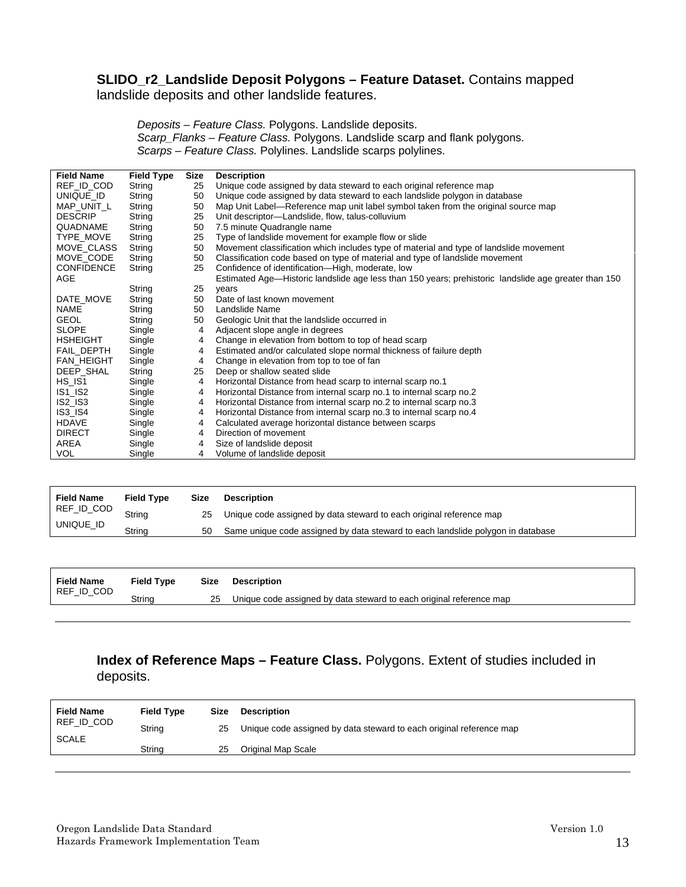**SLIDO_r2_Landslide Deposit Polygons – Feature Dataset.** Contains mapped landslide deposits and other landslide features.

> *Deposits – Feature Class.* Polygons. Landslide deposits.
> *Scarp_Flanks – Feature Class.* Polygons. Landslide scarp and flank polygons.
> *Scarps – Feature Class.* Polylines. Landslide scarps polylines.

| Field Name | Field Type | Size | Description |
|---|---|---|---|
| REF_ID_COD | String | 25 | Unique code assigned by data steward to each original reference map |
| UNIQUE_ID | String | 50 | Unique code assigned by data steward to each landslide polygon in database |
| MAP_UNIT_L | String | 50 | Map Unit Label—Reference map unit label symbol taken from the original source map |
| DESCRIP | String | 25 | Unit descriptor—Landslide, flow, talus-colluvium |
| QUADNAME | String | 50 | 7.5 minute Quadrangle name |
| TYPE_MOVE | String | 25 | Type of landslide movement for example flow or slide |
| MOVE_CLASS | String | 50 | Movement classification which includes type of material and type of landslide movement |
| MOVE_CODE | String | 50 | Classification code based on type of material and type of landslide movement |
| CONFIDENCE | String | 25 | Confidence of identification—High, moderate, low |
| AGE | String | 25 | Estimated Age—Historic landslide age less than 150 years; prehistoric landslide age greater than 150 years |
| DATE_MOVE | String | 50 | Date of last known movement |
| NAME | String | 50 | Landslide Name |
| GEOL | String | 50 | Geologic Unit that the landslide occurred in |
| SLOPE | Single | 4 | Adjacent slope angle in degrees |
| HSHEIGHT | Single | 4 | Change in elevation from bottom to top of head scarp |
| FAIL_DEPTH | Single | 4 | Estimated and/or calculated slope normal thickness of failure depth |
| FAN_HEIGHT | Single | 4 | Change in elevation from top to toe of fan |
| DEEP_SHAL | String | 25 | Deep or shallow seated slide |
| HS_IS1 | Single | 4 | Horizontal Distance from head scarp to internal scarp no.1 |
| IS1_IS2 | Single | 4 | Horizontal Distance from internal scarp no.1 to internal scarp no.2 |
| IS2_IS3 | Single | 4 | Horizontal Distance from internal scarp no.2 to internal scarp no.3 |
| IS3_IS4 | Single | 4 | Horizontal Distance from internal scarp no.3 to internal scarp no.4 |
| HDAVE | Single | 4 | Calculated average horizontal distance between scarps |
| DIRECT | Single | 4 | Direction of movement |
| AREA | Single | 4 | Size of landslide deposit |
| VOL | Single | 4 | Volume of landslide deposit |

| Field Name | Field Type | Size | Description |
|---|---|---|---|
| REF_ID_COD | String | 25 | Unique code assigned by data steward to each original reference map |
| UNIQUE_ID | String | 50 | Same unique code assigned by data steward to each landslide polygon in database |

| Field Name | Field Type | Size | Description |
|---|---|---|---|
| REF_ID_COD | String | 25 | Unique code assigned by data steward to each original reference map |

---

**Index of Reference Maps – Feature Class.** Polygons. Extent of studies included in deposits.

| Field Name | Field Type | Size | Description |
|---|---|---|---|
| REF_ID_COD | String | 25 | Unique code assigned by data steward to each original reference map |
| SCALE | String | 25 | Original Map Scale |

---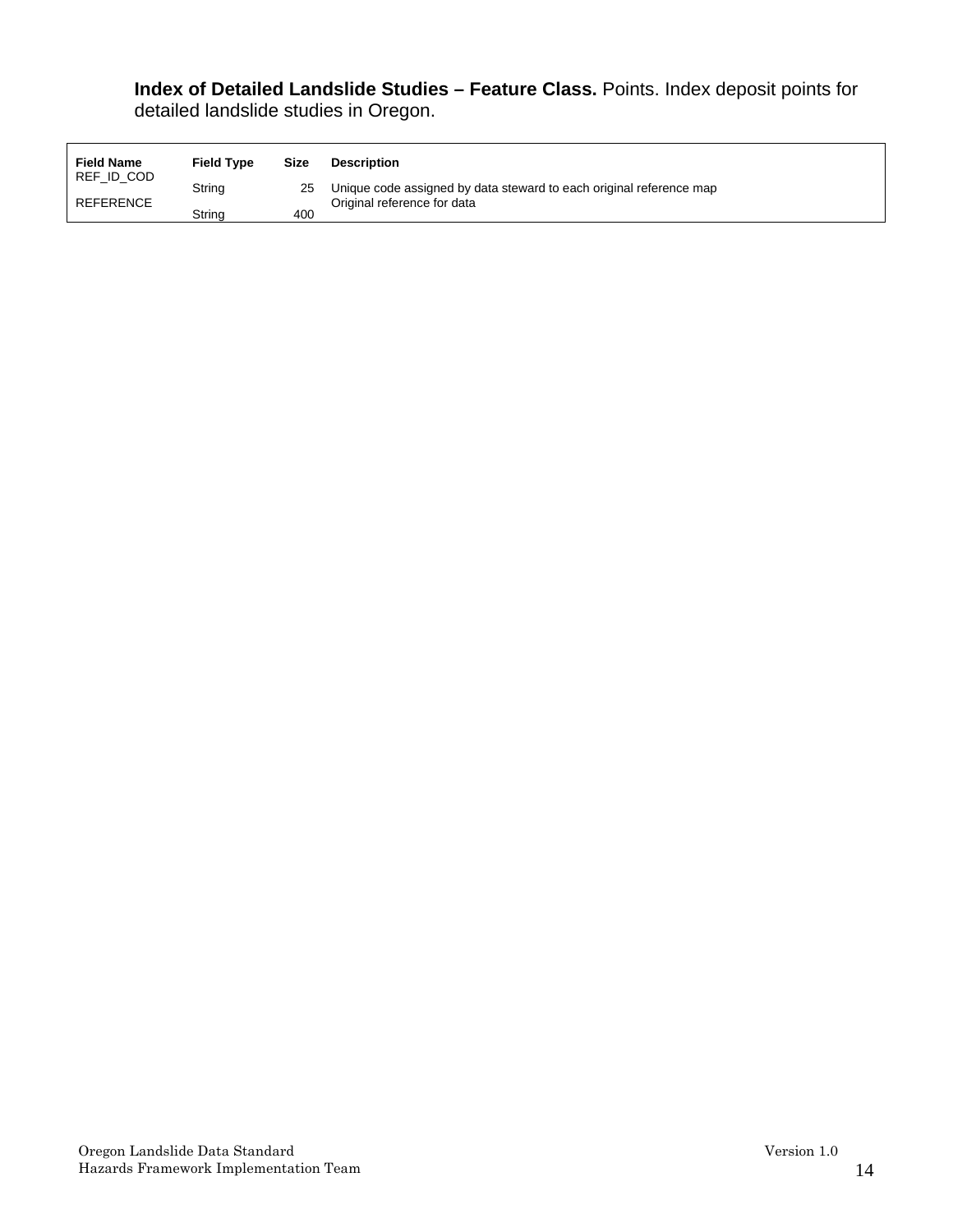**Index of Detailed Landslide Studies – Feature Class.** Points. Index deposit points for detailed landslide studies in Oregon.

| Field Name | Field Type | Size | Description |
|---|---|---|---|
| REF_ID_COD | String | 25 | Unique code assigned by data steward to each original reference map |
| REFERENCE | String | 400 | Original reference for data |